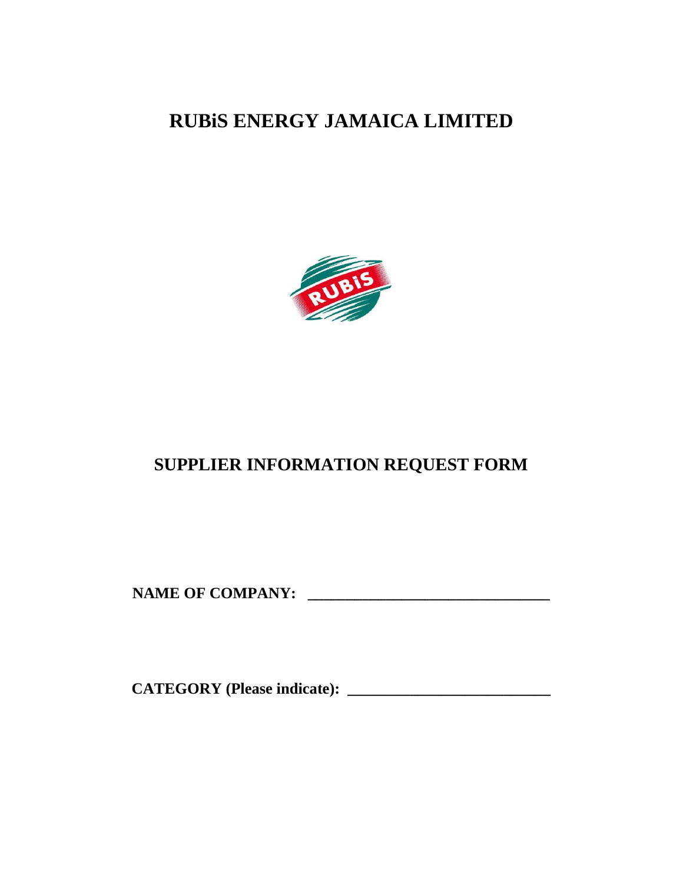# RUBiS ENERGY JAMAICA LIMITED

## SUPPLIER INFORMATION REQUEST FORM

**NAME OF COMPANY: ________________________________**

**CATEGORY (Please indicate): ___________________________**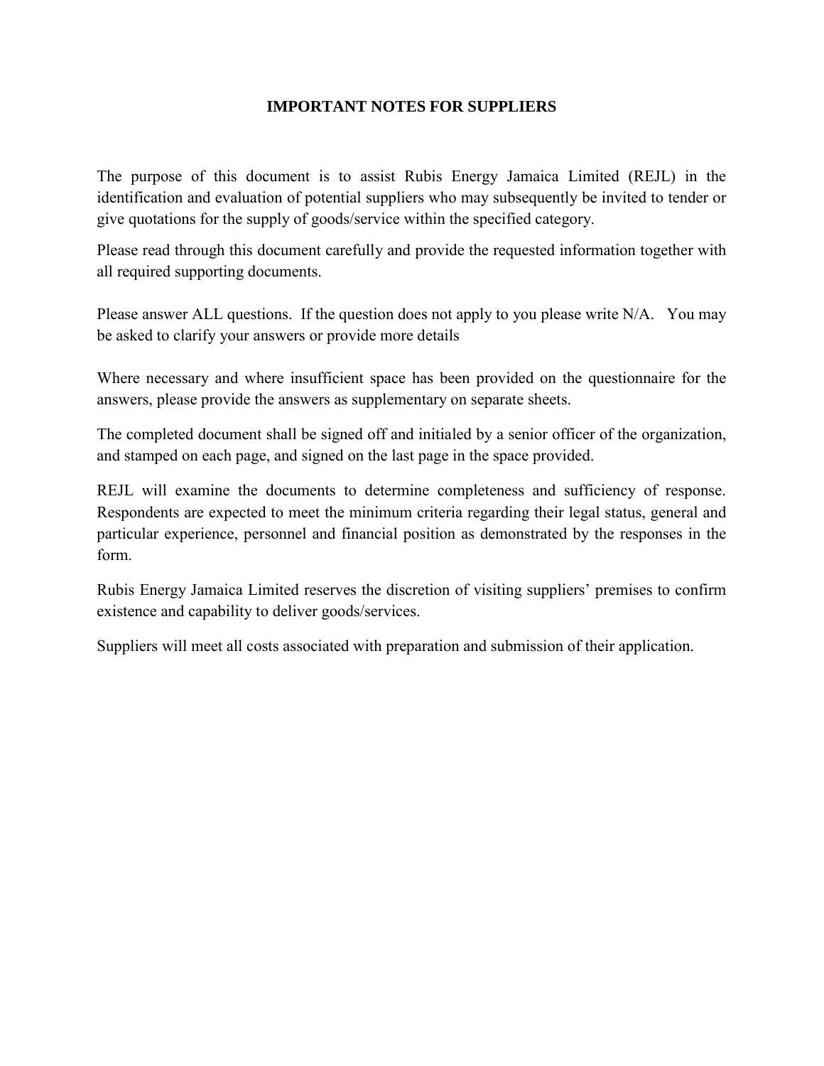# IMPORTANT NOTES FOR SUPPLIERS

The purpose of this document is to assist Rubis Energy Jamaica Limited (REJL) in the identification and evaluation of potential suppliers who may subsequently be invited to tender or give quotations for the supply of goods/service within the specified category.

Please read through this document carefully and provide the requested information together with all required supporting documents.

Please answer ALL questions. If the question does not apply to you please write N/A. You may be asked to clarify your answers or provide more details

Where necessary and where insufficient space has been provided on the questionnaire for the answers, please provide the answers as supplementary on separate sheets.

The completed document shall be signed off and initialed by a senior officer of the organization, and stamped on each page, and signed on the last page in the space provided.

REJL will examine the documents to determine completeness and sufficiency of response. Respondents are expected to meet the minimum criteria regarding their legal status, general and particular experience, personnel and financial position as demonstrated by the responses in the form.

Rubis Energy Jamaica Limited reserves the discretion of visiting suppliers' premises to confirm existence and capability to deliver goods/services.

Suppliers will meet all costs associated with preparation and submission of their application.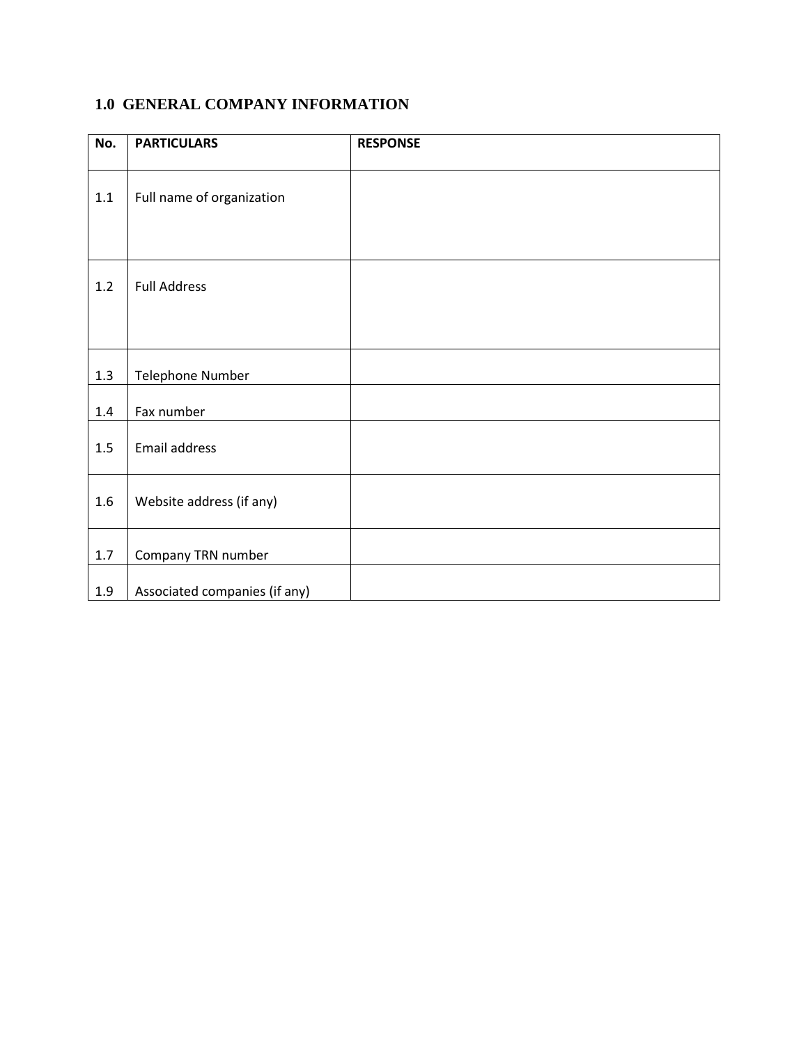## 1.0 GENERAL COMPANY INFORMATION

| No. | PARTICULARS | RESPONSE |
|---|---|---|
| 1.1 | Full name of organization | |
| 1.2 | Full Address | |
| 1.3 | Telephone Number | |
| 1.4 | Fax number | |
| 1.5 | Email address | |
| 1.6 | Website address (if any) | |
| 1.7 | Company TRN number | |
| 1.9 | Associated companies (if any) | |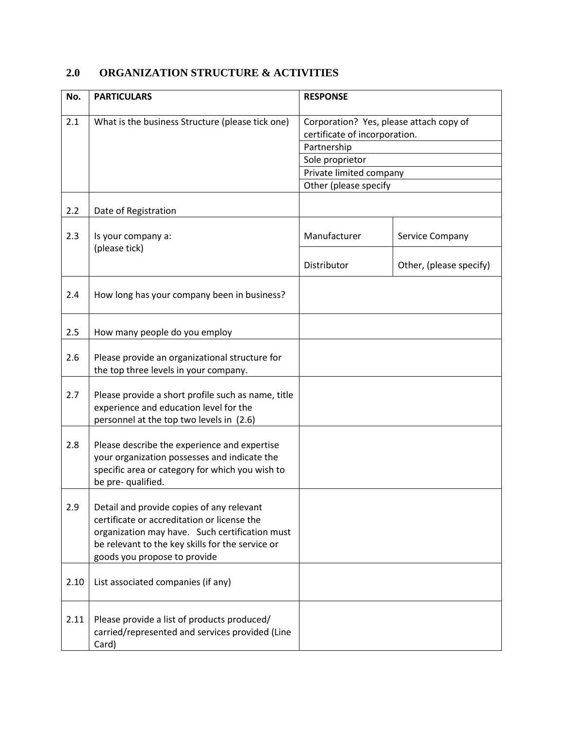## 2.0 ORGANIZATION STRUCTURE & ACTIVITIES

| No. | PARTICULARS | RESPONSE | |
|---|---|---|---|
| 2.1 | What is the business Structure (please tick one) | Corporation? Yes, please attach copy of certificate of incorporation. | |
| | | Partnership | |
| | | Sole proprietor | |
| | | Private limited company | |
| | | Other (please specify | |
| 2.2 | Date of Registration | | |
| 2.3 | Is your company a: (please tick) | Manufacturer | Service Company |
| | | Distributor | Other, (please specify) |
| 2.4 | How long has your company been in business? | | |
| 2.5 | How many people do you employ | | |
| 2.6 | Please provide an organizational structure for the top three levels in your company. | | |
| 2.7 | Please provide a short profile such as name, title experience and education level for the personnel at the top two levels in (2.6) | | |
| 2.8 | Please describe the experience and expertise your organization possesses and indicate the specific area or category for which you wish to be pre- qualified. | | |
| 2.9 | Detail and provide copies of any relevant certificate or accreditation or license the organization may have. Such certification must be relevant to the key skills for the service or goods you propose to provide | | |
| 2.10 | List associated companies (if any) | | |
| 2.11 | Please provide a list of products produced/ carried/represented and services provided (Line Card) | | |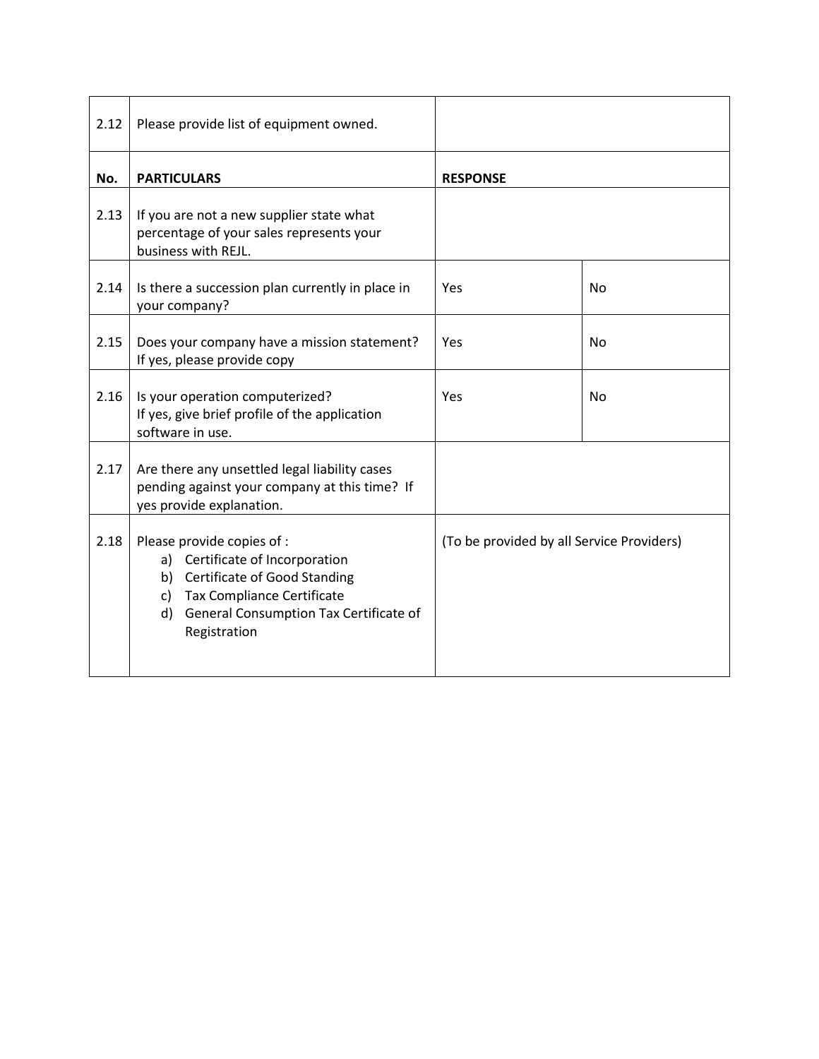| No. | PARTICULARS | RESPONSE | |
|---|---|---|---|
| 2.12 | Please provide list of equipment owned. | | |
| **No.** | **PARTICULARS** | **RESPONSE** | |
| 2.13 | If you are not a new supplier state what percentage of your sales represents your business with REJL. | | |
| 2.14 | Is there a succession plan currently in place in your company? | Yes | No |
| 2.15 | Does your company have a mission statement? If yes, please provide copy | Yes | No |
| 2.16 | Is your operation computerized? If yes, give brief profile of the application software in use. | Yes | No |
| 2.17 | Are there any unsettled legal liability cases pending against your company at this time? If yes provide explanation. | | |
| 2.18 | Please provide copies of :<br>a) Certificate of Incorporation<br>b) Certificate of Good Standing<br>c) Tax Compliance Certificate<br>d) General Consumption Tax Certificate of Registration | (To be provided by all Service Providers) | |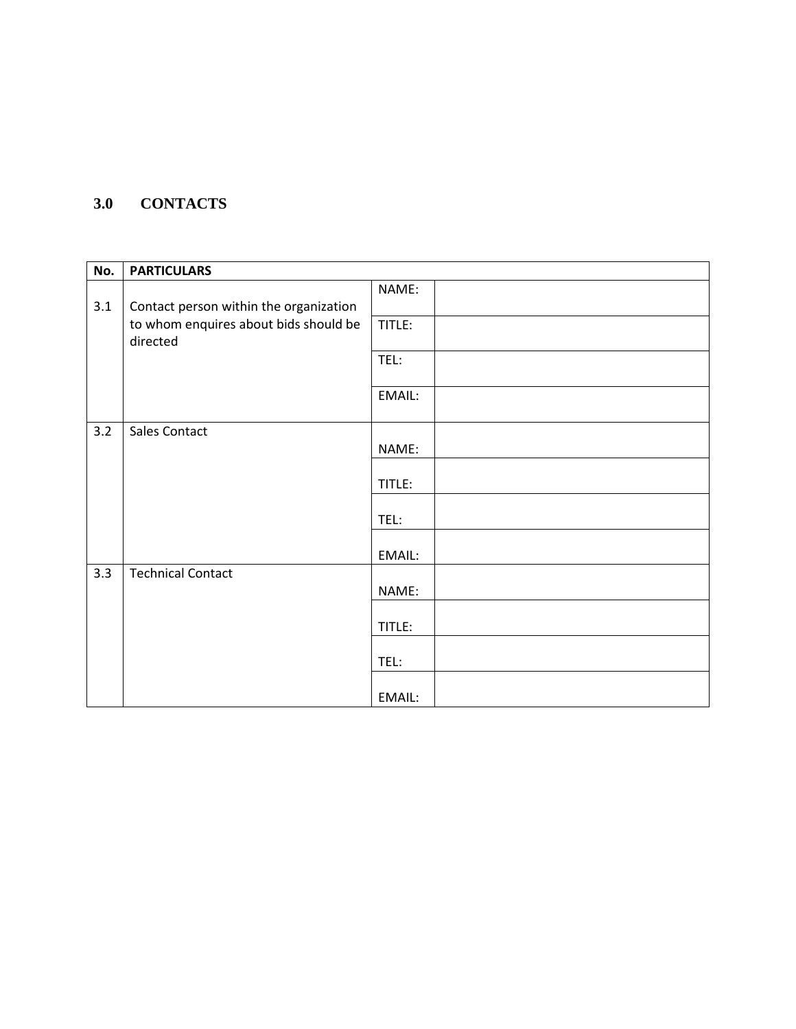## 3.0 CONTACTS

| No. | PARTICULARS | | |
|---|---|---|---|
| 3.1 | Contact person within the organization to whom enquires about bids should be directed | NAME: | |
| | | TITLE: | |
| | | TEL: | |
| | | EMAIL: | |
| 3.2 | Sales Contact | NAME: | |
| | | TITLE: | |
| | | TEL: | |
| | | EMAIL: | |
| 3.3 | Technical Contact | NAME: | |
| | | TITLE: | |
| | | TEL: | |
| | | EMAIL: | |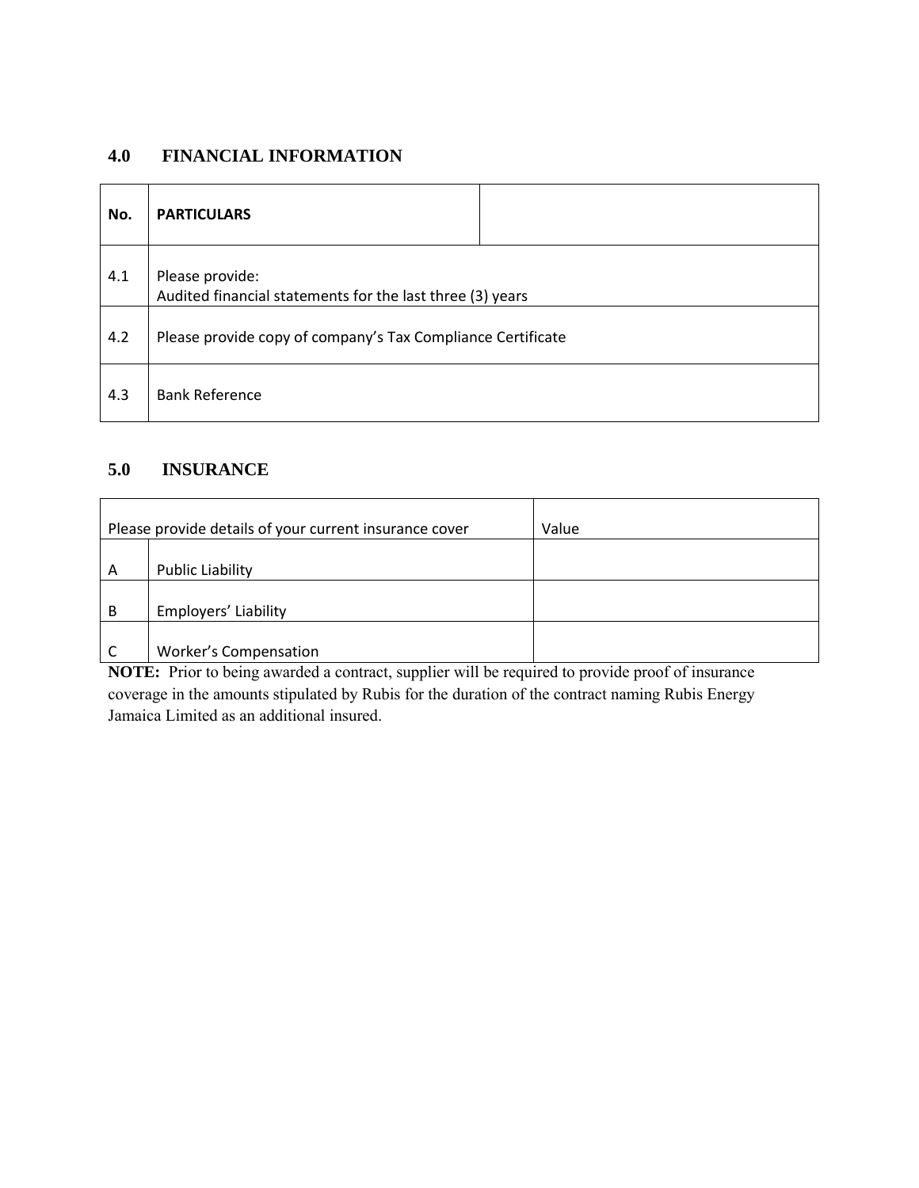## 4.0 FINANCIAL INFORMATION

| No. | PARTICULARS | |
|---|---|---|
| 4.1 | Please provide:<br>Audited financial statements for the last three (3) years | |
| 4.2 | Please provide copy of company's Tax Compliance Certificate | |
| 4.3 | Bank Reference | |

## 5.0 INSURANCE

| Please provide details of your current insurance cover | | Value |
|---|---|---|
| A | Public Liability | |
| B | Employers' Liability | |
| C | Worker's Compensation | |

**NOTE:** Prior to being awarded a contract, supplier will be required to provide proof of insurance coverage in the amounts stipulated by Rubis for the duration of the contract naming Rubis Energy Jamaica Limited as an additional insured.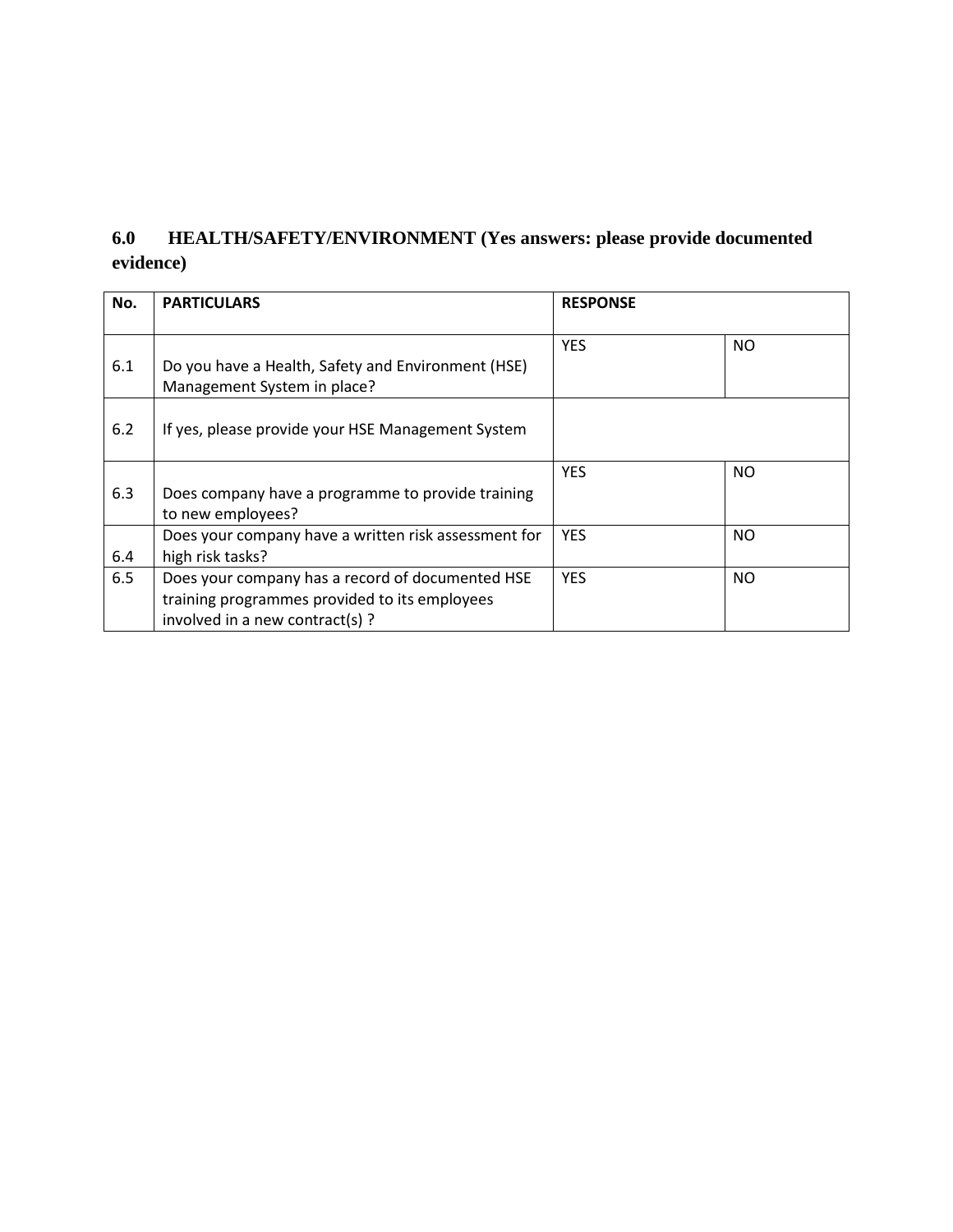## 6.0 HEALTH/SAFETY/ENVIRONMENT (Yes answers: please provide documented evidence)

| No. | PARTICULARS | RESPONSE | |
|---|---|---|---|
| 6.1 | Do you have a Health, Safety and Environment (HSE) Management System in place? | YES | NO |
| 6.2 | If yes, please provide your HSE Management System | | |
| 6.3 | Does company have a programme to provide training to new employees? | YES | NO |
| 6.4 | Does your company have a written risk assessment for high risk tasks? | YES | NO |
| 6.5 | Does your company has a record of documented HSE training programmes provided to its employees involved in a new contract(s) ? | YES | NO |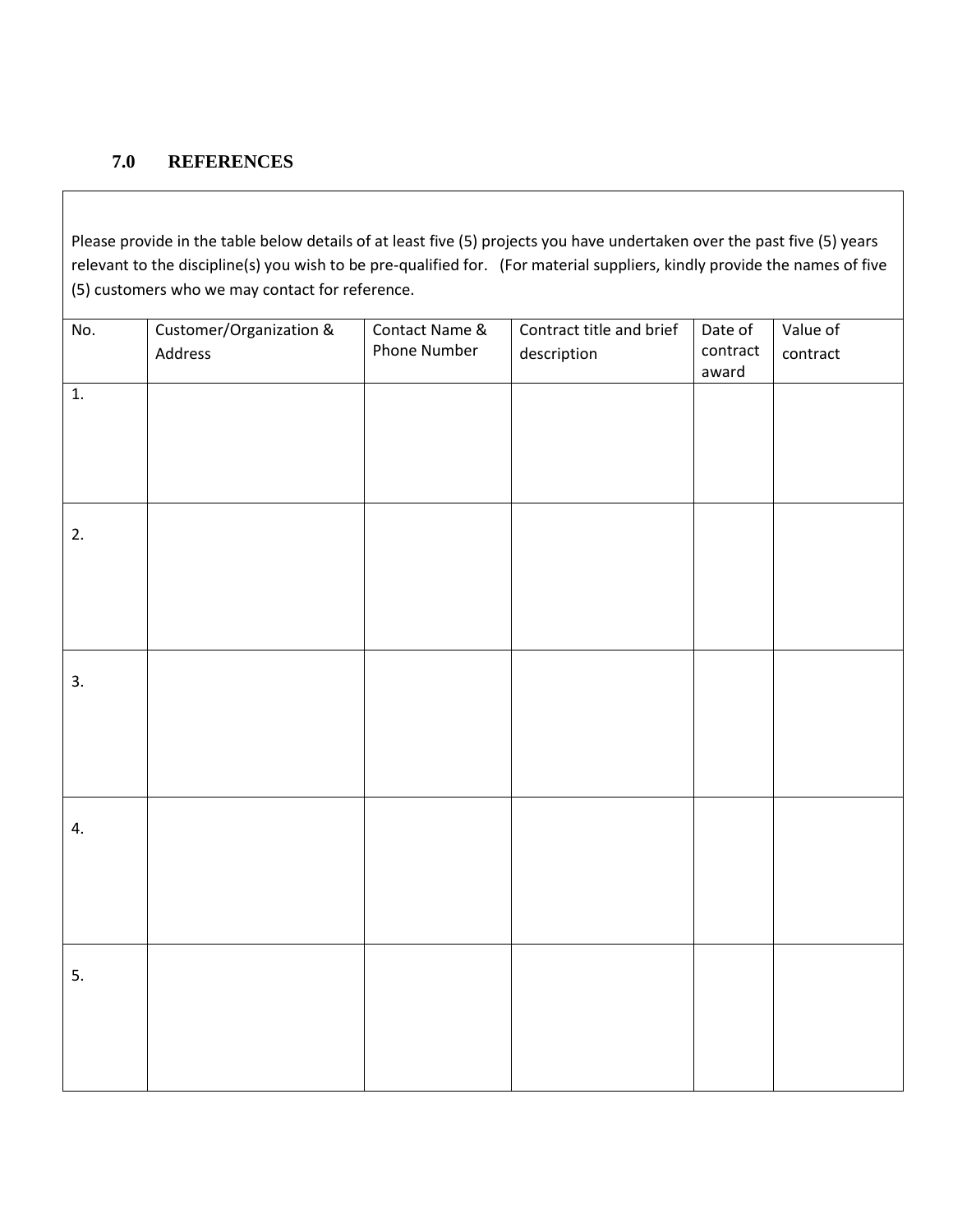## 7.0 REFERENCES

Please provide in the table below details of at least five (5) projects you have undertaken over the past five (5) years relevant to the discipline(s) you wish to be pre-qualified for. (For material suppliers, kindly provide the names of five (5) customers who we may contact for reference.

| No. | Customer/Organization & Address | Contact Name & Phone Number | Contract title and brief description | Date of contract award | Value of contract |
|---|---|---|---|---|---|
| 1. | | | | | |
| 2. | | | | | |
| 3. | | | | | |
| 4. | | | | | |
| 5. | | | | | |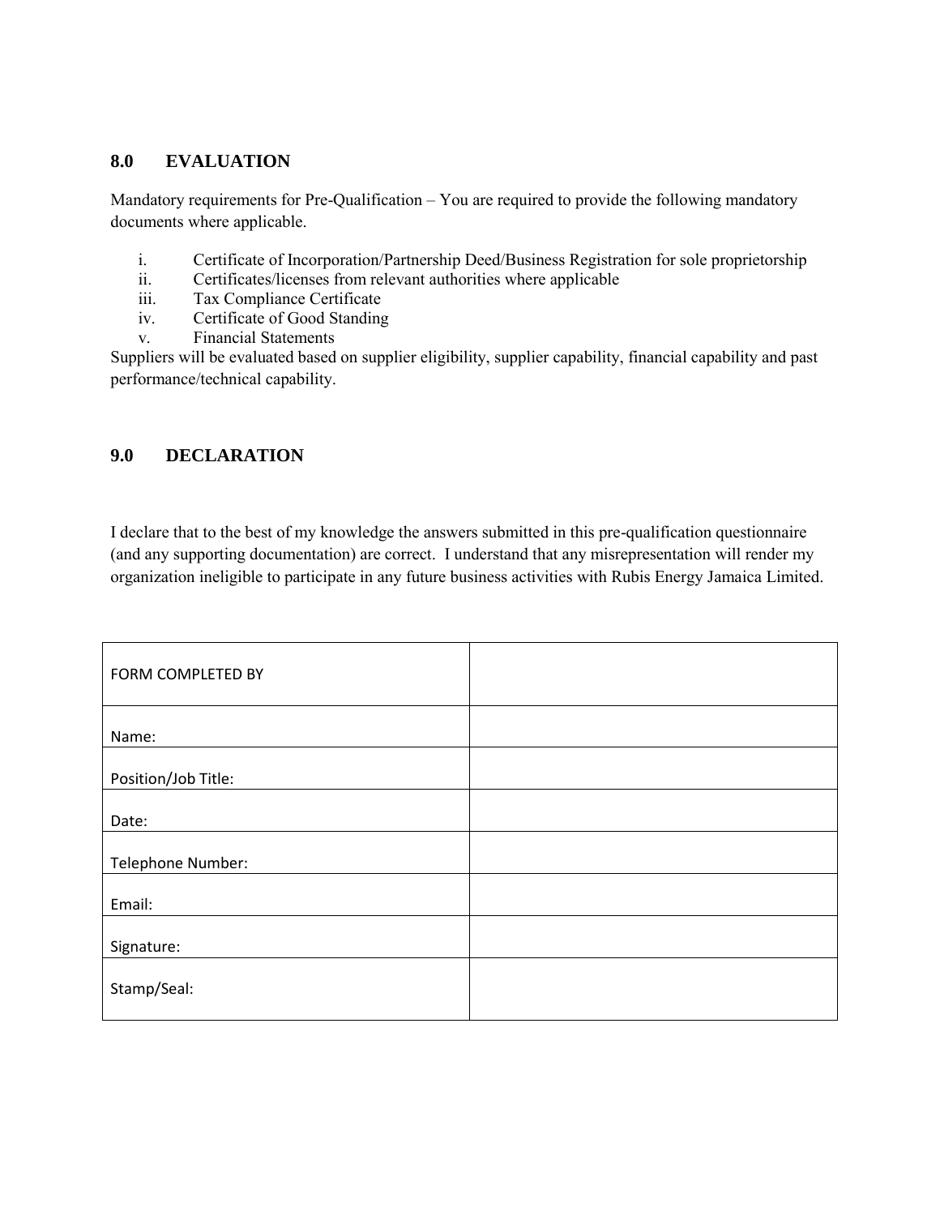## 8.0 EVALUATION

Mandatory requirements for Pre-Qualification – You are required to provide the following mandatory documents where applicable.

i. Certificate of Incorporation/Partnership Deed/Business Registration for sole proprietorship
ii. Certificates/licenses from relevant authorities where applicable
iii. Tax Compliance Certificate
iv. Certificate of Good Standing
v. Financial Statements

Suppliers will be evaluated based on supplier eligibility, supplier capability, financial capability and past performance/technical capability.

## 9.0 DECLARATION

I declare that to the best of my knowledge the answers submitted in this pre-qualification questionnaire (and any supporting documentation) are correct. I understand that any misrepresentation will render my organization ineligible to participate in any future business activities with Rubis Energy Jamaica Limited.

| | |
|---|---|
| FORM COMPLETED BY | |
| Name: | |
| Position/Job Title: | |
| Date: | |
| Telephone Number: | |
| Email: | |
| Signature: | |
| Stamp/Seal: | |